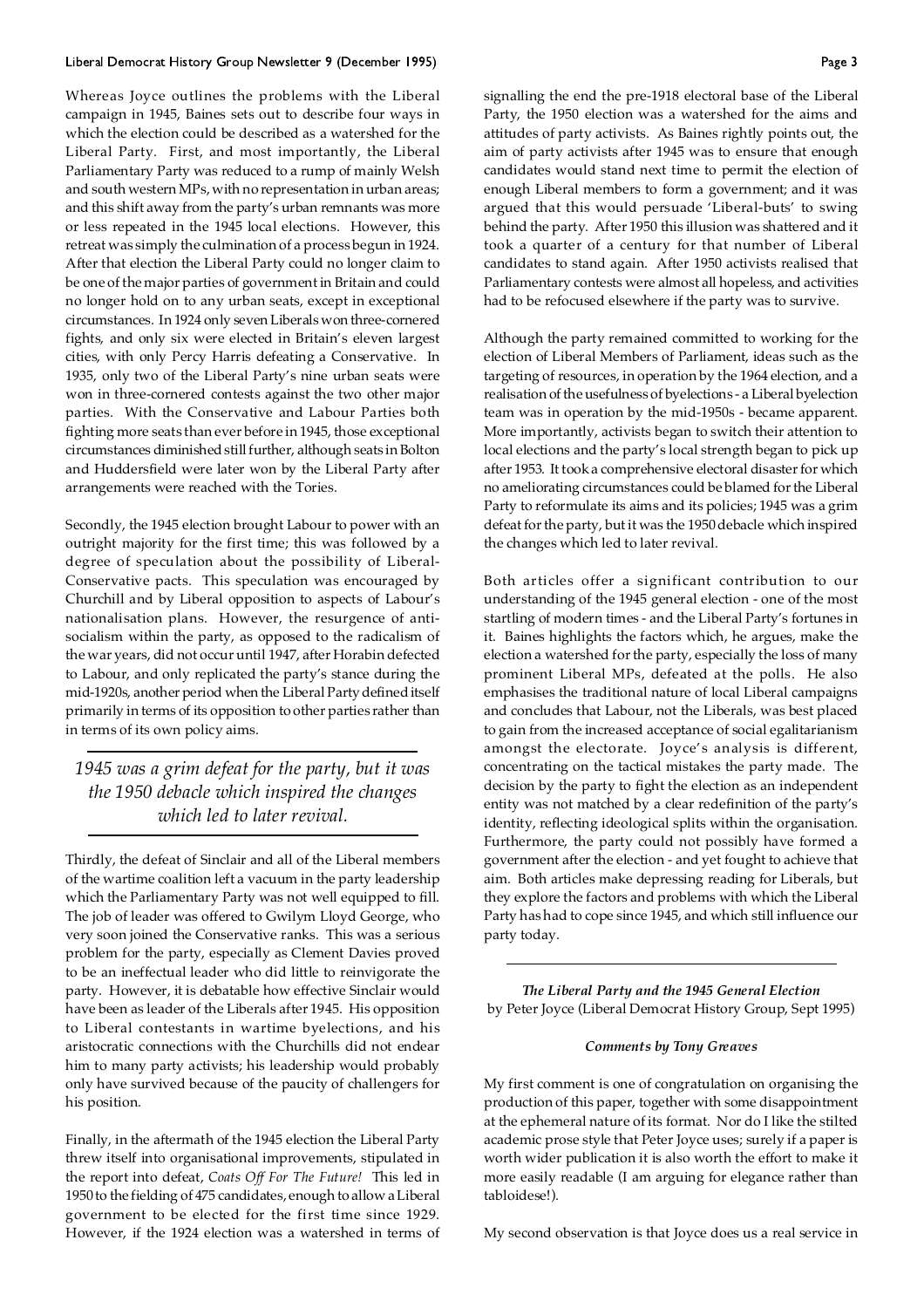Whereas Joyce outlines the problems with the Liberal campaign in 1945, Baines sets out to describe four ways in which the election could be described as a watershed for the Liberal Party. First, and most importantly, the Liberal Parliamentary Party was reduced to a rump of mainly Welsh and south western MPs, with no representation in urban areas; and this shift away from the party's urban remnants was more or less repeated in the 1945 local elections. However, this retreat was simply the culmination of a process begun in 1924. After that election the Liberal Party could no longer claim to be one of the major parties of government in Britain and could no longer hold on to any urban seats, except in exceptional circumstances. In 1924 only seven Liberals won three-cornered fights, and only six were elected in Britain's eleven largest cities, with only Percy Harris defeating a Conservative. In 1935, only two of the Liberal Party's nine urban seats were won in three-cornered contests against the two other major parties. With the Conservative and Labour Parties both fighting more seats than ever before in 1945, those exceptional circumstances diminished still further, although seats in Bolton and Huddersfield were later won by the Liberal Party after arrangements were reached with the Tories.

Secondly, the 1945 election brought Labour to power with an outright majority for the first time; this was followed by a degree of speculation about the possibility of Liberal-Conservative pacts. This speculation was encouraged by Churchill and by Liberal opposition to aspects of Labour's nationalisation plans. However, the resurgence of anti-socialism within the party, as opposed to the radicalism of the war years, did not occur until 1947, after Horabin defected to Labour, and only replicated the party's stance during the mid-1920s, another period when the Liberal Party defined itself primarily in terms of its opposition to other parties rather than in terms of its own policy aims.

> *1945 was a grim defeat for the party, but it was the 1950 debacle which inspired the changes which led to later revival.*

Thirdly, the defeat of Sinclair and all of the Liberal members of the wartime coalition left a vacuum in the party leadership which the Parliamentary Party was not well equipped to fill. The job of leader was offered to Gwilym Lloyd George, who very soon joined the Conservative ranks. This was a serious problem for the party, especially as Clement Davies proved to be an ineffectual leader who did little to reinvigorate the party. However, it is debatable how effective Sinclair would have been as leader of the Liberals after 1945. His opposition to Liberal contestants in wartime byelections, and his aristocratic connections with the Churchills did not endear him to many party activists; his leadership would probably only have survived because of the paucity of challengers for his position.

Finally, in the aftermath of the 1945 election the Liberal Party threw itself into organisational improvements, stipulated in the report into defeat, *Coats Off For The Future!* This led in 1950 to the fielding of 475 candidates, enough to allow a Liberal government to be elected for the first time since 1929. However, if the 1924 election was a watershed in terms of signalling the end the pre-1918 electoral base of the Liberal Party, the 1950 election was a watershed for the aims and attitudes of party activists. As Baines rightly points out, the aim of party activists after 1945 was to ensure that enough candidates would stand next time to permit the election of enough Liberal members to form a government; and it was argued that this would persuade 'Liberal-buts' to swing behind the party. After 1950 this illusion was shattered and it took a quarter of a century for that number of Liberal candidates to stand again. After 1950 activists realised that Parliamentary contests were almost all hopeless, and activities had to be refocused elsewhere if the party was to survive.

Although the party remained committed to working for the election of Liberal Members of Parliament, ideas such as the targeting of resources, in operation by the 1964 election, and a realisation of the usefulness of byelections - a Liberal byelection team was in operation by the mid-1950s - became apparent. More importantly, activists began to switch their attention to local elections and the party's local strength began to pick up after 1953. It took a comprehensive electoral disaster for which no ameliorating circumstances could be blamed for the Liberal Party to reformulate its aims and its policies; 1945 was a grim defeat for the party, but it was the 1950 debacle which inspired the changes which led to later revival.

Both articles offer a significant contribution to our understanding of the 1945 general election - one of the most startling of modern times - and the Liberal Party's fortunes in it. Baines highlights the factors which, he argues, make the election a watershed for the party, especially the loss of many prominent Liberal MPs, defeated at the polls. He also emphasises the traditional nature of local Liberal campaigns and concludes that Labour, not the Liberals, was best placed to gain from the increased acceptance of social egalitarianism amongst the electorate. Joyce's analysis is different, concentrating on the tactical mistakes the party made. The decision by the party to fight the election as an independent entity was not matched by a clear redefinition of the party's identity, reflecting ideological splits within the organisation. Furthermore, the party could not possibly have formed a government after the election - and yet fought to achieve that aim. Both articles make depressing reading for Liberals, but they explore the factors and problems with which the Liberal Party has had to cope since 1945, and which still influence our party today.

---

***The Liberal Party and the 1945 General Election***
by Peter Joyce (Liberal Democrat History Group, Sept 1995)

***Comments by Tony Greaves***

My first comment is one of congratulation on organising the production of this paper, together with some disappointment at the ephemeral nature of its format. Nor do I like the stilted academic prose style that Peter Joyce uses; surely if a paper is worth wider publication it is also worth the effort to make it more easily readable (I am arguing for elegance rather than tabloidese!).

My second observation is that Joyce does us a real service in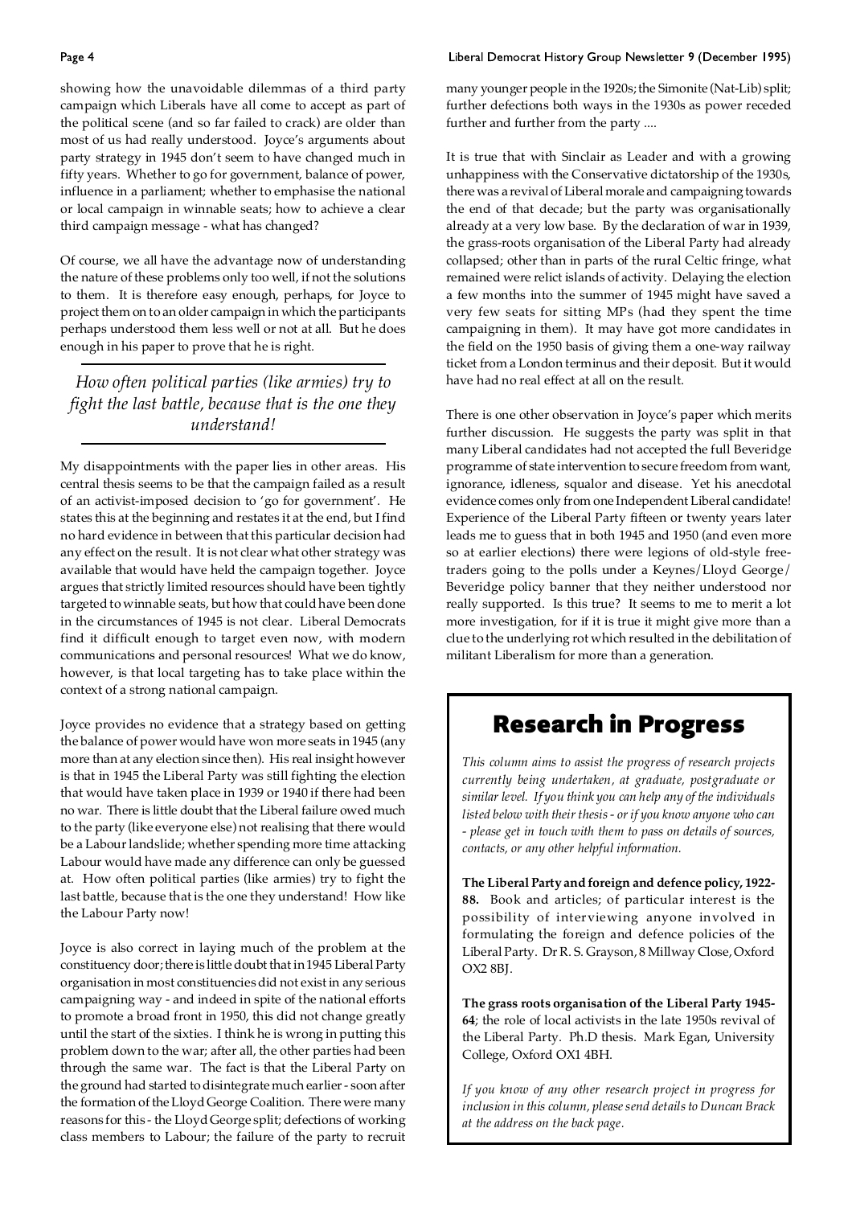showing how the unavoidable dilemmas of a third party campaign which Liberals have all come to accept as part of the political scene (and so far failed to crack) are older than most of us had really understood. Joyce's arguments about party strategy in 1945 don't seem to have changed much in fifty years. Whether to go for government, balance of power, influence in a parliament; whether to emphasise the national or local campaign in winnable seats; how to achieve a clear third campaign message - what has changed?

Of course, we all have the advantage now of understanding the nature of these problems only too well, if not the solutions to them. It is therefore easy enough, perhaps, for Joyce to project them on to an older campaign in which the participants perhaps understood them less well or not at all. But he does enough in his paper to prove that he is right.

*How often political parties (like armies) try to fight the last battle, because that is the one they understand!*

My disappointments with the paper lies in other areas. His central thesis seems to be that the campaign failed as a result of an activist-imposed decision to 'go for government'. He states this at the beginning and restates it at the end, but I find no hard evidence in between that this particular decision had any effect on the result. It is not clear what other strategy was available that would have held the campaign together. Joyce argues that strictly limited resources should have been tightly targeted to winnable seats, but how that could have been done in the circumstances of 1945 is not clear. Liberal Democrats find it difficult enough to target even now, with modern communications and personal resources! What we do know, however, is that local targeting has to take place within the context of a strong national campaign.

Joyce provides no evidence that a strategy based on getting the balance of power would have won more seats in 1945 (any more than at any election since then). His real insight however is that in 1945 the Liberal Party was still fighting the election that would have taken place in 1939 or 1940 if there had been no war. There is little doubt that the Liberal failure owed much to the party (like everyone else) not realising that there would be a Labour landslide; whether spending more time attacking Labour would have made any difference can only be guessed at. How often political parties (like armies) try to fight the last battle, because that is the one they understand! How like the Labour Party now!

Joyce is also correct in laying much of the problem at the constituency door; there is little doubt that in 1945 Liberal Party organisation in most constituencies did not exist in any serious campaigning way - and indeed in spite of the national efforts to promote a broad front in 1950, this did not change greatly until the start of the sixties. I think he is wrong in putting this problem down to the war; after all, the other parties had been through the same war. The fact is that the Liberal Party on the ground had started to disintegrate much earlier - soon after the formation of the Lloyd George Coalition. There were many reasons for this - the Lloyd George split; defections of working class members to Labour; the failure of the party to recruit many younger people in the 1920s; the Simonite (Nat-Lib) split; further defections both ways in the 1930s as power receded further and further from the party ....

It is true that with Sinclair as Leader and with a growing unhappiness with the Conservative dictatorship of the 1930s, there was a revival of Liberal morale and campaigning towards the end of that decade; but the party was organisationally already at a very low base. By the declaration of war in 1939, the grass-roots organisation of the Liberal Party had already collapsed; other than in parts of the rural Celtic fringe, what remained were relict islands of activity. Delaying the election a few months into the summer of 1945 might have saved a very few seats for sitting MPs (had they spent the time campaigning in them). It may have got more candidates in the field on the 1950 basis of giving them a one-way railway ticket from a London terminus and their deposit. But it would have had no real effect at all on the result.

There is one other observation in Joyce's paper which merits further discussion. He suggests the party was split in that many Liberal candidates had not accepted the full Beveridge programme of state intervention to secure freedom from want, ignorance, idleness, squalor and disease. Yet his anecdotal evidence comes only from one Independent Liberal candidate! Experience of the Liberal Party fifteen or twenty years later leads me to guess that in both 1945 and 1950 (and even more so at earlier elections) there were legions of old-style free-traders going to the polls under a Keynes/Lloyd George/Beveridge policy banner that they neither understood nor really supported. Is this true? It seems to me to merit a lot more investigation, for if it is true it might give more than a clue to the underlying rot which resulted in the debilitation of militant Liberalism for more than a generation.

## Research in Progress

*This column aims to assist the progress of research projects currently being undertaken, at graduate, postgraduate or similar level. If you think you can help any of the individuals listed below with their thesis - or if you know anyone who can - please get in touch with them to pass on details of sources, contacts, or any other helpful information.*

**The Liberal Party and foreign and defence policy, 1922-88.** Book and articles; of particular interest is the possibility of interviewing anyone involved in formulating the foreign and defence policies of the Liberal Party. Dr R. S. Grayson, 8 Millway Close, Oxford OX2 8BJ.

**The grass roots organisation of the Liberal Party 1945-64**; the role of local activists in the late 1950s revival of the Liberal Party. Ph.D thesis. Mark Egan, University College, Oxford OX1 4BH.

*If you know of any other research project in progress for inclusion in this column, please send details to Duncan Brack at the address on the back page.*